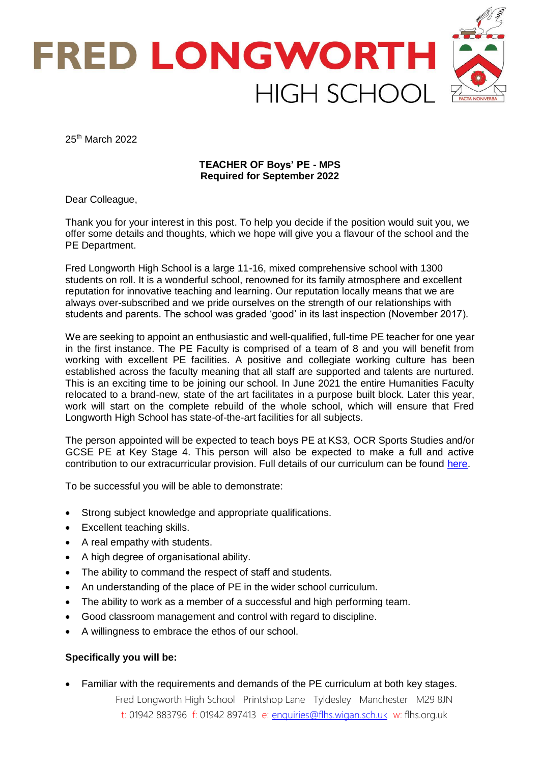# FRED LONGWORTH HIGH SCHOOL

25th March 2022

**TEACHER OF Boys' PE - MPS**
**Required for September 2022**

Dear Colleague,

Thank you for your interest in this post. To help you decide if the position would suit you, we offer some details and thoughts, which we hope will give you a flavour of the school and the PE Department.

Fred Longworth High School is a large 11-16, mixed comprehensive school with 1300 students on roll. It is a wonderful school, renowned for its family atmosphere and excellent reputation for innovative teaching and learning. Our reputation locally means that we are always over-subscribed and we pride ourselves on the strength of our relationships with students and parents. The school was graded 'good' in its last inspection (November 2017).

We are seeking to appoint an enthusiastic and well-qualified, full-time PE teacher for one year in the first instance. The PE Faculty is comprised of a team of 8 and you will benefit from working with excellent PE facilities. A positive and collegiate working culture has been established across the faculty meaning that all staff are supported and talents are nurtured. This is an exciting time to be joining our school. In June 2021 the entire Humanities Faculty relocated to a brand-new, state of the art facilitates in a purpose built block. Later this year, work will start on the complete rebuild of the whole school, which will ensure that Fred Longworth High School has state-of-the-art facilities for all subjects.

The person appointed will be expected to teach boys PE at KS3, OCR Sports Studies and/or GCSE PE at Key Stage 4. This person will also be expected to make a full and active contribution to our extracurricular provision. Full details of our curriculum can be found here.

To be successful you will be able to demonstrate:

- Strong subject knowledge and appropriate qualifications.
- Excellent teaching skills.
- A real empathy with students.
- A high degree of organisational ability.
- The ability to command the respect of staff and students.
- An understanding of the place of PE in the wider school curriculum.
- The ability to work as a member of a successful and high performing team.
- Good classroom management and control with regard to discipline.
- A willingness to embrace the ethos of our school.

**Specifically you will be:**

- Familiar with the requirements and demands of the PE curriculum at both key stages.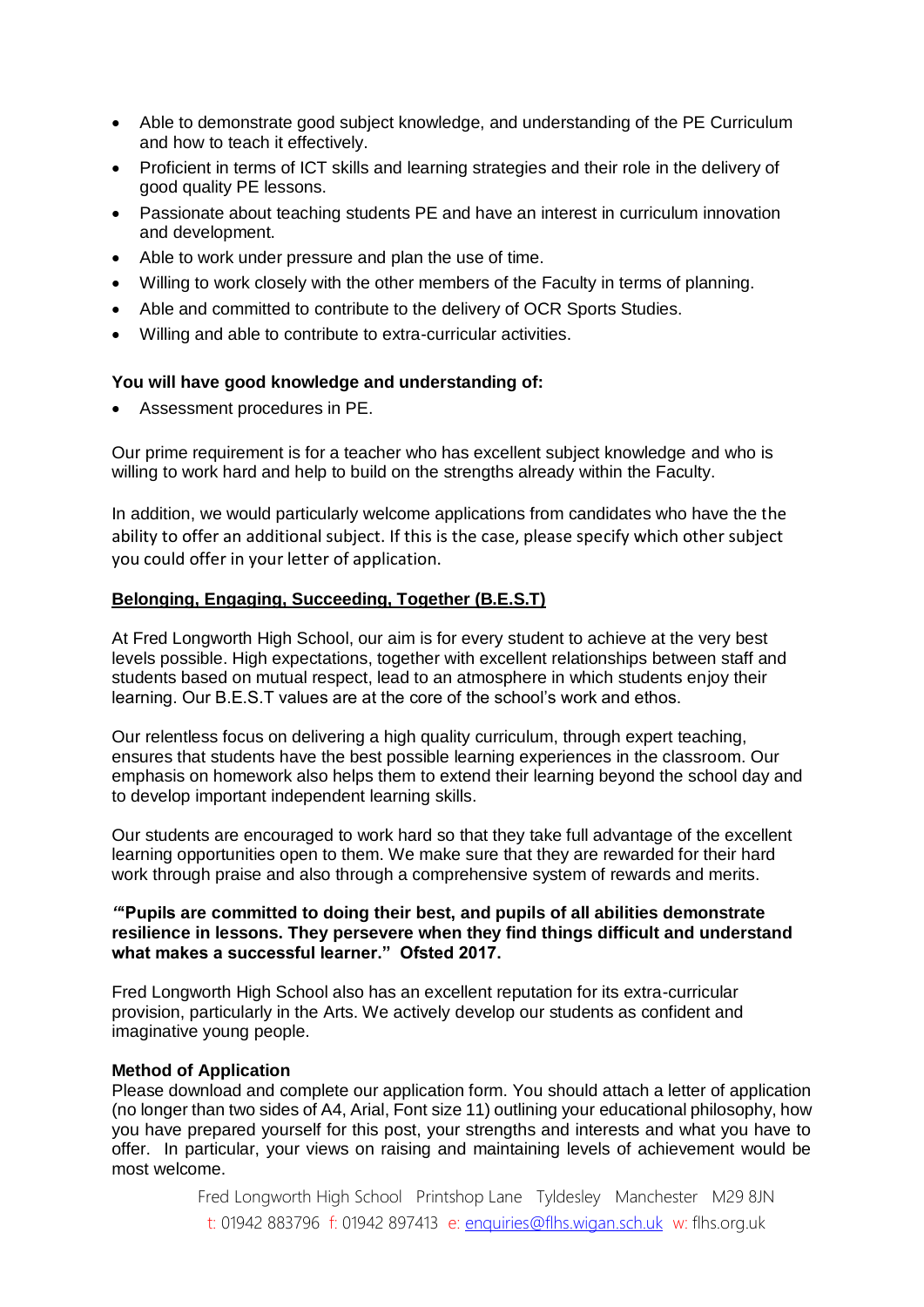- Able to demonstrate good subject knowledge, and understanding of the PE Curriculum and how to teach it effectively.
- Proficient in terms of ICT skills and learning strategies and their role in the delivery of good quality PE lessons.
- Passionate about teaching students PE and have an interest in curriculum innovation and development.
- Able to work under pressure and plan the use of time.
- Willing to work closely with the other members of the Faculty in terms of planning.
- Able and committed to contribute to the delivery of OCR Sports Studies.
- Willing and able to contribute to extra-curricular activities.

**You will have good knowledge and understanding of:**

- Assessment procedures in PE.

Our prime requirement is for a teacher who has excellent subject knowledge and who is willing to work hard and help to build on the strengths already within the Faculty.

In addition, we would particularly welcome applications from candidates who have the the ability to offer an additional subject. If this is the case, please specify which other subject you could offer in your letter of application.

**Belonging, Engaging, Succeeding, Together (B.E.S.T)**

At Fred Longworth High School, our aim is for every student to achieve at the very best levels possible. High expectations, together with excellent relationships between staff and students based on mutual respect, lead to an atmosphere in which students enjoy their learning. Our B.E.S.T values are at the core of the school's work and ethos.

Our relentless focus on delivering a high quality curriculum, through expert teaching, ensures that students have the best possible learning experiences in the classroom. Our emphasis on homework also helps them to extend their learning beyond the school day and to develop important independent learning skills.

Our students are encouraged to work hard so that they take full advantage of the excellent learning opportunities open to them. We make sure that they are rewarded for their hard work through praise and also through a comprehensive system of rewards and merits.

***"*"Pupils are committed to doing their best, and pupils of all abilities demonstrate resilience in lessons. They persevere when they find things difficult and understand what makes a successful learner." Ofsted 2017.**

Fred Longworth High School also has an excellent reputation for its extra-curricular provision, particularly in the Arts. We actively develop our students as confident and imaginative young people.

**Method of Application**

Please download and complete our application form. You should attach a letter of application (no longer than two sides of A4, Arial, Font size 11) outlining your educational philosophy, how you have prepared yourself for this post, your strengths and interests and what you have to offer. In particular, your views on raising and maintaining levels of achievement would be most welcome.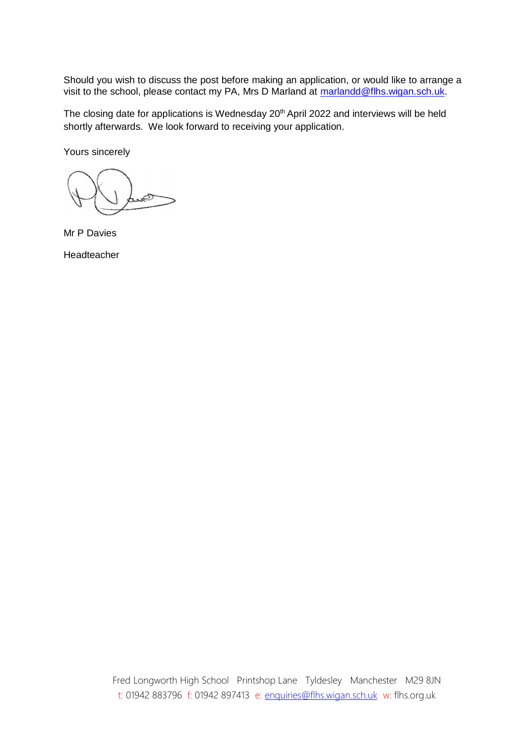Should you wish to discuss the post before making an application, or would like to arrange a visit to the school, please contact my PA, Mrs D Marland at marlandd@flhs.wigan.sch.uk.

The closing date for applications is Wednesday 20th April 2022 and interviews will be held shortly afterwards. We look forward to receiving your application.

Yours sincerely

Mr P Davies

Headteacher